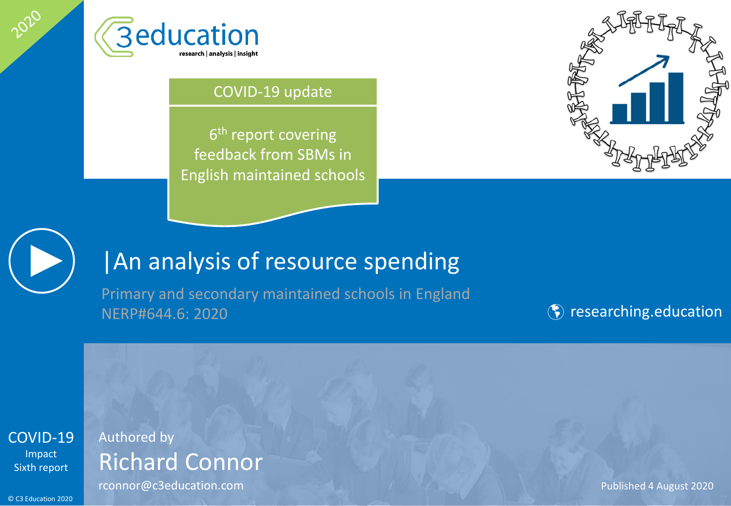2020

C3education
research | analysis | insight

COVID-19 update

6th report covering feedback from SBMs in English maintained schools

# |An analysis of resource spending

Primary and secondary maintained schools in England
NERP#644.6: 2020

researching.education

COVID-19
Impact
Sixth report

Authored by

## Richard Connor

rconnor@c3education.com

Published 4 August 2020

© C3 Education 2020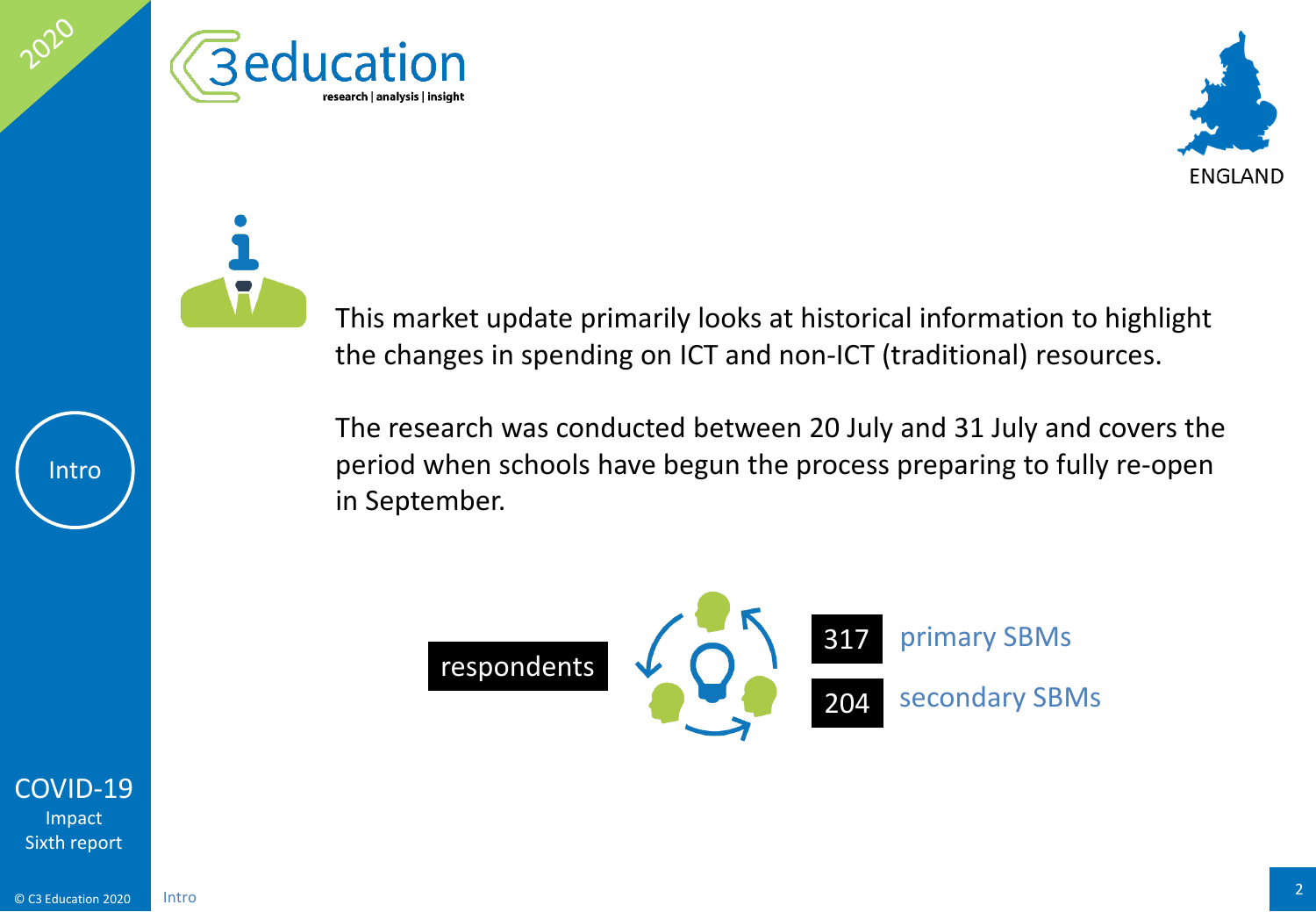This market update primarily looks at historical information to highlight the changes in spending on ICT and non-ICT (traditional) resources.

The research was conducted between 20 July and 31 July and covers the period when schools have begun the process preparing to fully re-open in September.

**respondents**

- **317** primary SBMs
- **204** secondary SBMs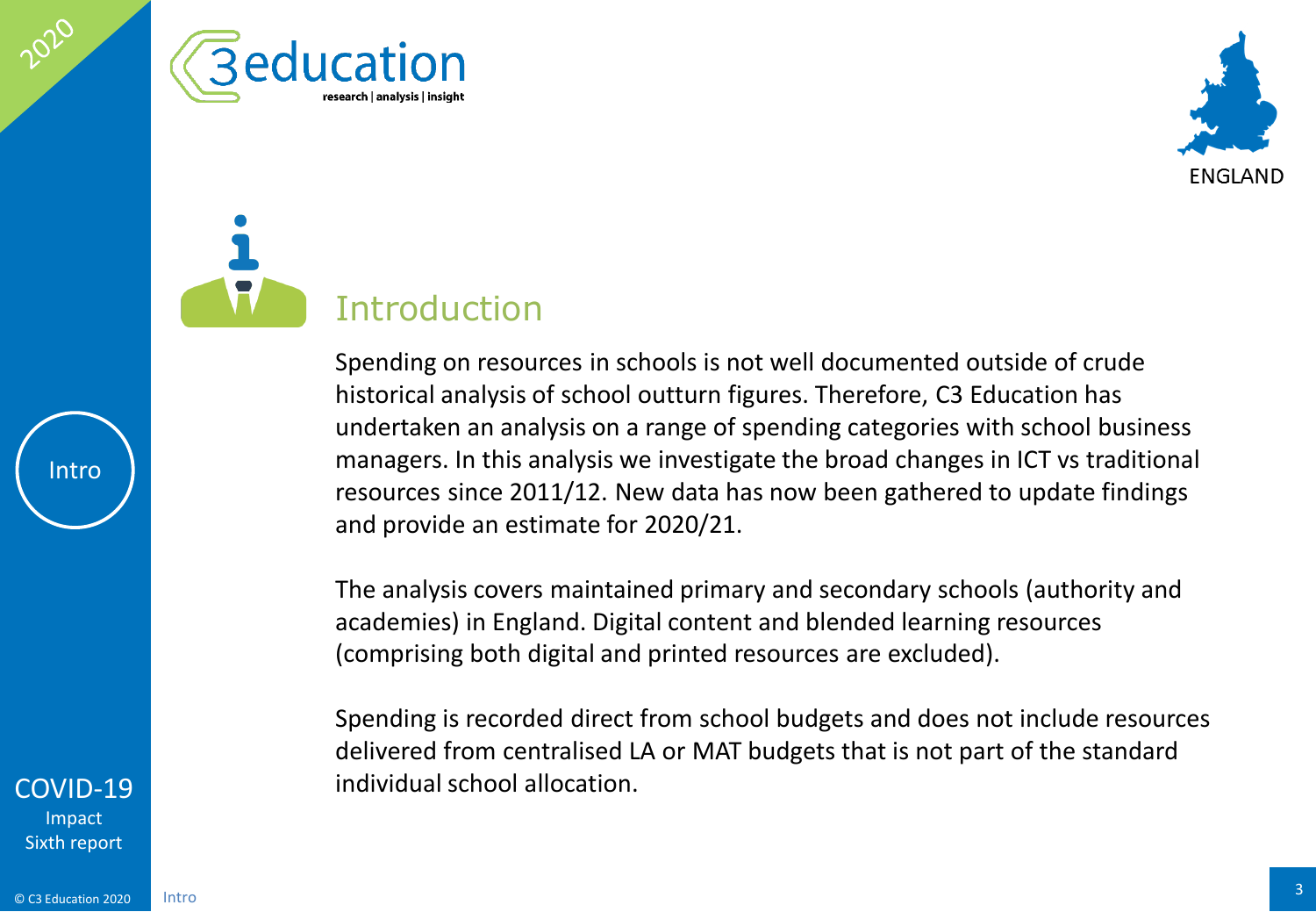## Introduction

Spending on resources in schools is not well documented outside of crude historical analysis of school outturn figures. Therefore, C3 Education has undertaken an analysis on a range of spending categories with school business managers. In this analysis we investigate the broad changes in ICT vs traditional resources since 2011/12. New data has now been gathered to update findings and provide an estimate for 2020/21.

The analysis covers maintained primary and secondary schools (authority and academies) in England. Digital content and blended learning resources (comprising both digital and printed resources are excluded).

Spending is recorded direct from school budgets and does not include resources delivered from centralised LA or MAT budgets that is not part of the standard individual school allocation.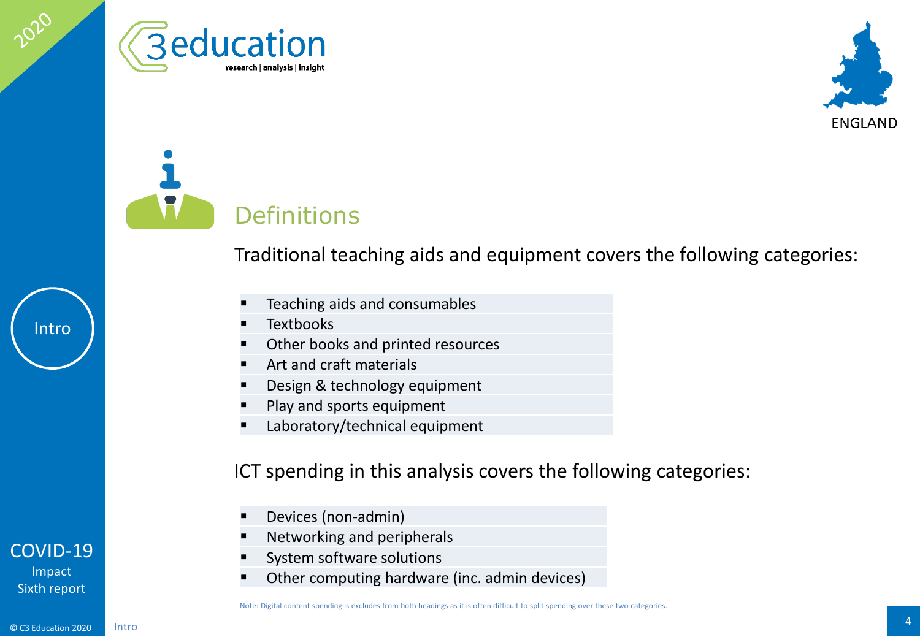# Definitions

Traditional teaching aids and equipment covers the following categories:

- Teaching aids and consumables
- Textbooks
- Other books and printed resources
- Art and craft materials
- Design & technology equipment
- Play and sports equipment
- Laboratory/technical equipment

ICT spending in this analysis covers the following categories:

- Devices (non-admin)
- Networking and peripherals
- System software solutions
- Other computing hardware (inc. admin devices)

Note: Digital content spending is excludes from both headings as it is often difficult to split spending over these two categories.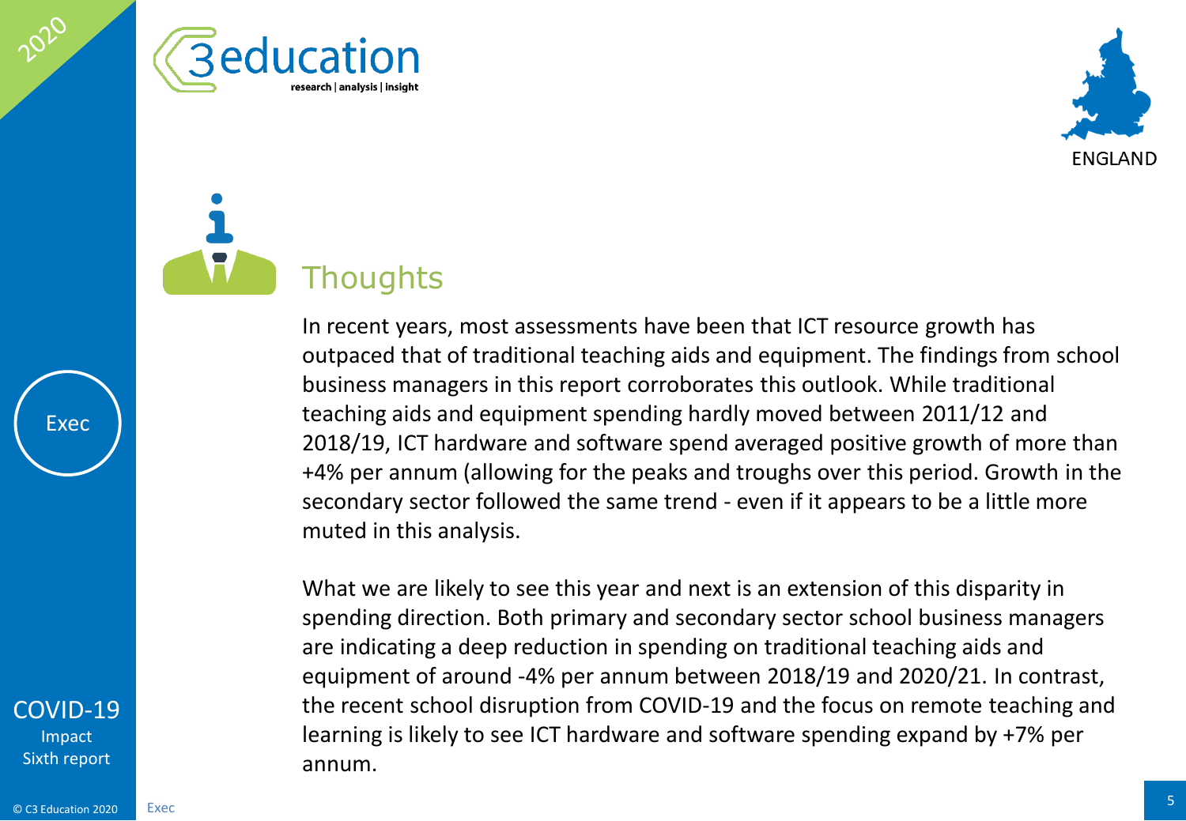## Thoughts

In recent years, most assessments have been that ICT resource growth has outpaced that of traditional teaching aids and equipment. The findings from school business managers in this report corroborates this outlook. While traditional teaching aids and equipment spending hardly moved between 2011/12 and 2018/19, ICT hardware and software spend averaged positive growth of more than +4% per annum (allowing for the peaks and troughs over this period. Growth in the secondary sector followed the same trend - even if it appears to be a little more muted in this analysis.

What we are likely to see this year and next is an extension of this disparity in spending direction. Both primary and secondary sector school business managers are indicating a deep reduction in spending on traditional teaching aids and equipment of around -4% per annum between 2018/19 and 2020/21. In contrast, the recent school disruption from COVID-19 and the focus on remote teaching and learning is likely to see ICT hardware and software spending expand by +7% per annum.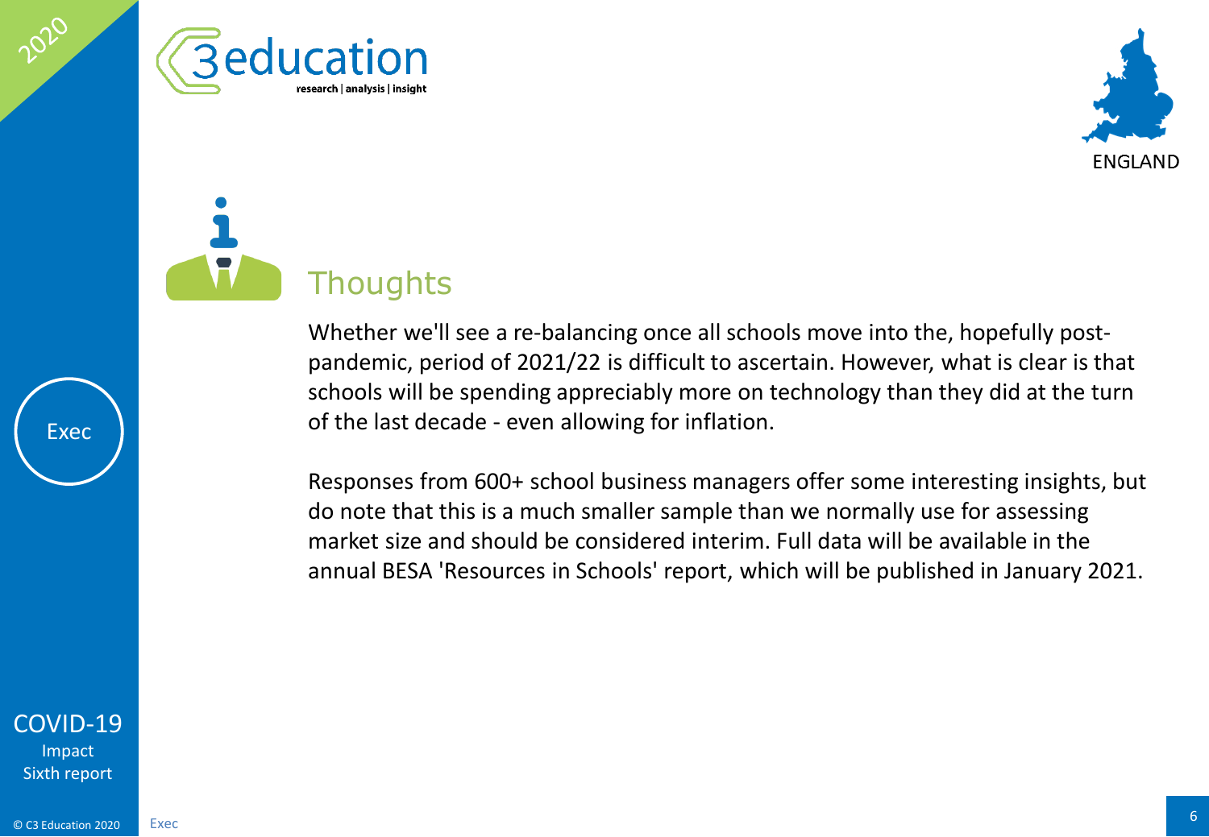## Thoughts

Whether we'll see a re-balancing once all schools move into the, hopefully post-pandemic, period of 2021/22 is difficult to ascertain. However, what is clear is that schools will be spending appreciably more on technology than they did at the turn of the last decade - even allowing for inflation.

Responses from 600+ school business managers offer some interesting insights, but do note that this is a much smaller sample than we normally use for assessing market size and should be considered interim. Full data will be available in the annual BESA 'Resources in Schools' report, which will be published in January 2021.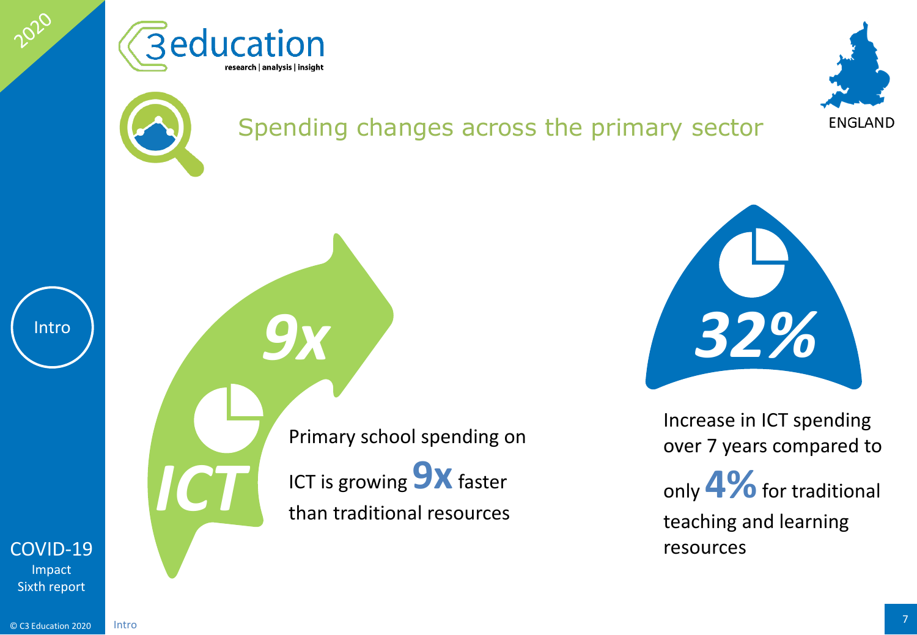# Spending changes across the primary sector

ENGLAND

**9x**

**ICT**

Primary school spending on ICT is growing **9x** faster than traditional resources

**32%**

Increase in ICT spending over 7 years compared to only **4%** for traditional teaching and learning resources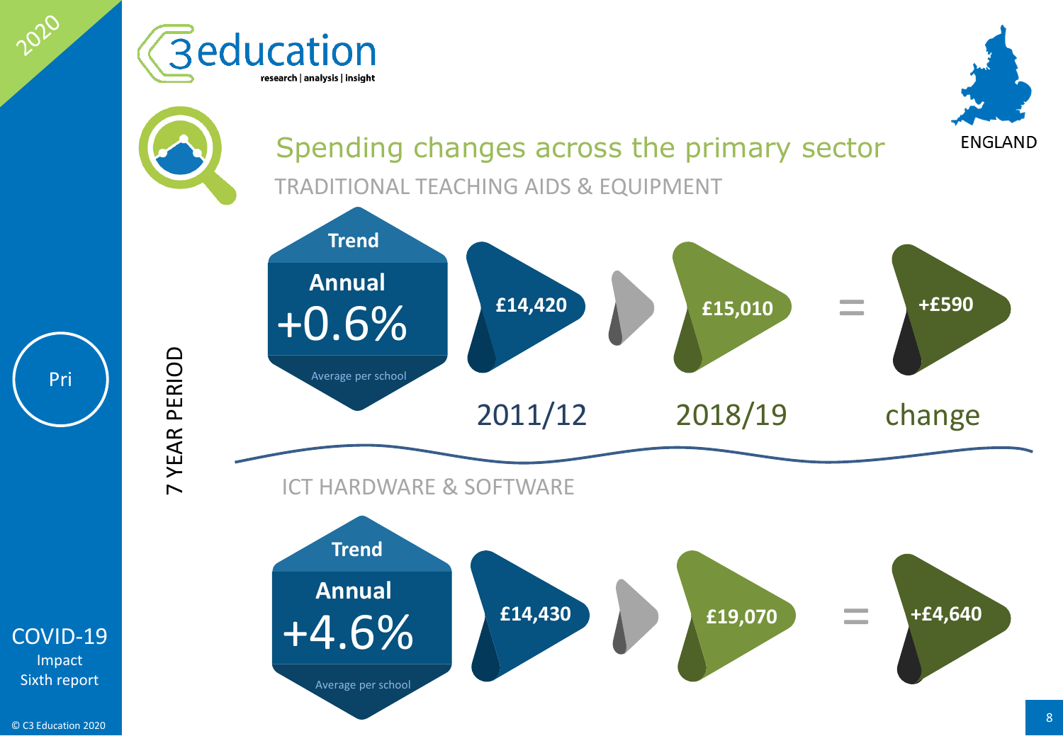## Spending changes across the primary sector

**7 YEAR PERIOD**

### TRADITIONAL TEACHING AIDS & EQUIPMENT

**Trend**
**Annual**
+0.6%
Average per school

| 2011/12 | 2018/19 | change |
|---|---|---|
| £14,420 | £15,010 | +£590 |

### ICT HARDWARE & SOFTWARE

**Trend**
**Annual**
+4.6%
Average per school

| 2011/12 | 2018/19 | change |
|---|---|---|
| £14,430 | £19,070 | +£4,640 |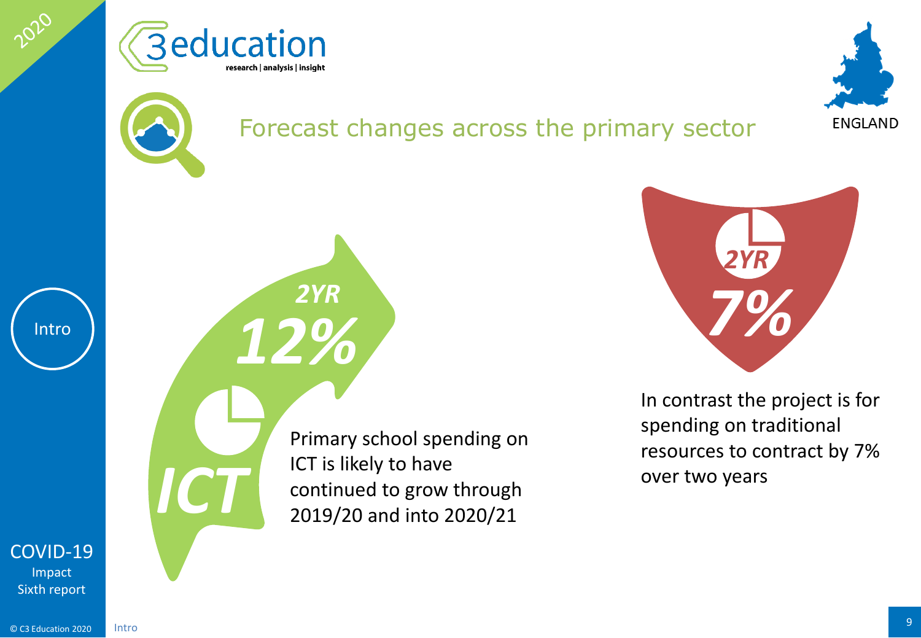# Forecast changes across the primary sector

ENGLAND

**ICT**

**2YR**

**12%**

Primary school spending on ICT is likely to have continued to grow through 2019/20 and into 2020/21

**2YR**

**7%**

In contrast the project is for spending on traditional resources to contract by 7% over two years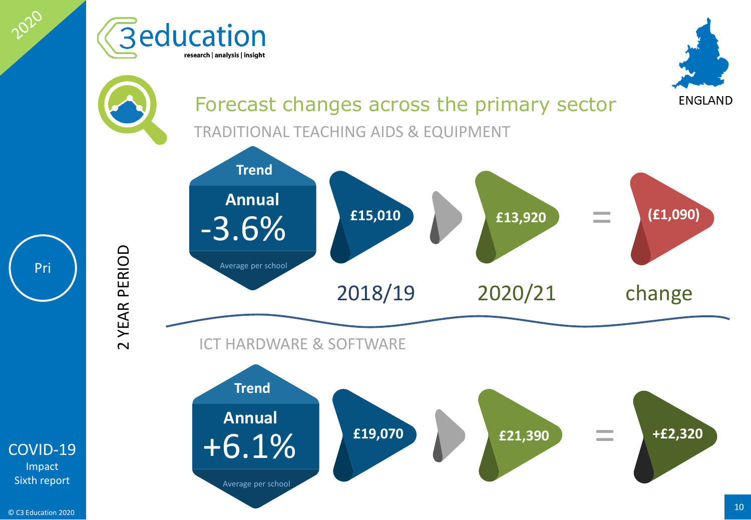# Forecast changes across the primary sector

ENGLAND

2 YEAR PERIOD

## TRADITIONAL TEACHING AIDS & EQUIPMENT

**Trend**

**Annual**
-3.6%
Average per school

| 2018/19 | 2020/21 | change |
|---|---|---|
| £15,010 | £13,920 | (£1,090) |

## ICT HARDWARE & SOFTWARE

**Trend**

**Annual**
+6.1%
Average per school

| 2018/19 | 2020/21 | change |
|---|---|---|
| £19,070 | £21,390 | +£2,320 |

Pri

COVID-19
Impact
Sixth report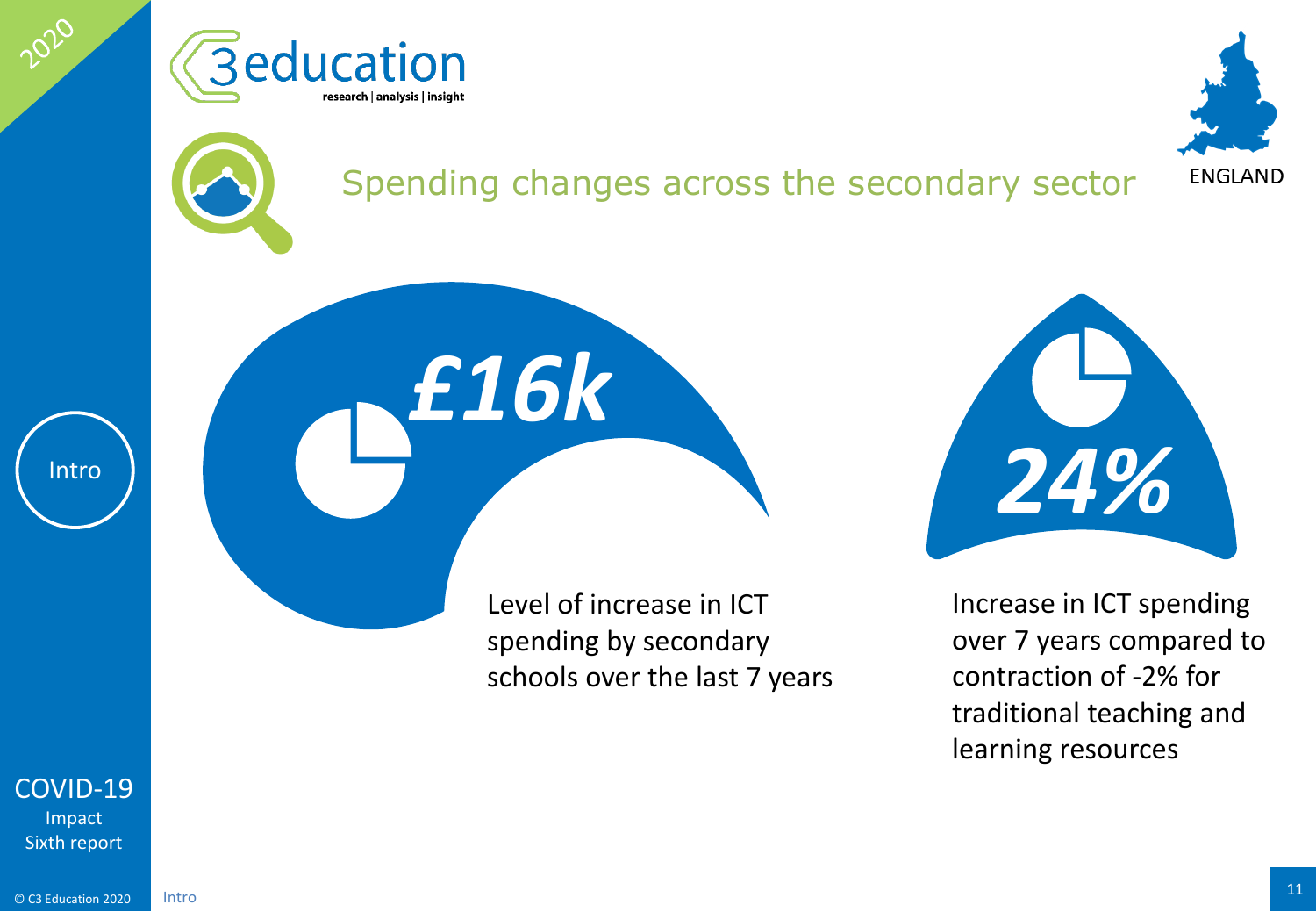## Spending changes across the secondary sector

ENGLAND

**£16k**

Level of increase in ICT spending by secondary schools over the last 7 years

**24%**

Increase in ICT spending over 7 years compared to contraction of -2% for traditional teaching and learning resources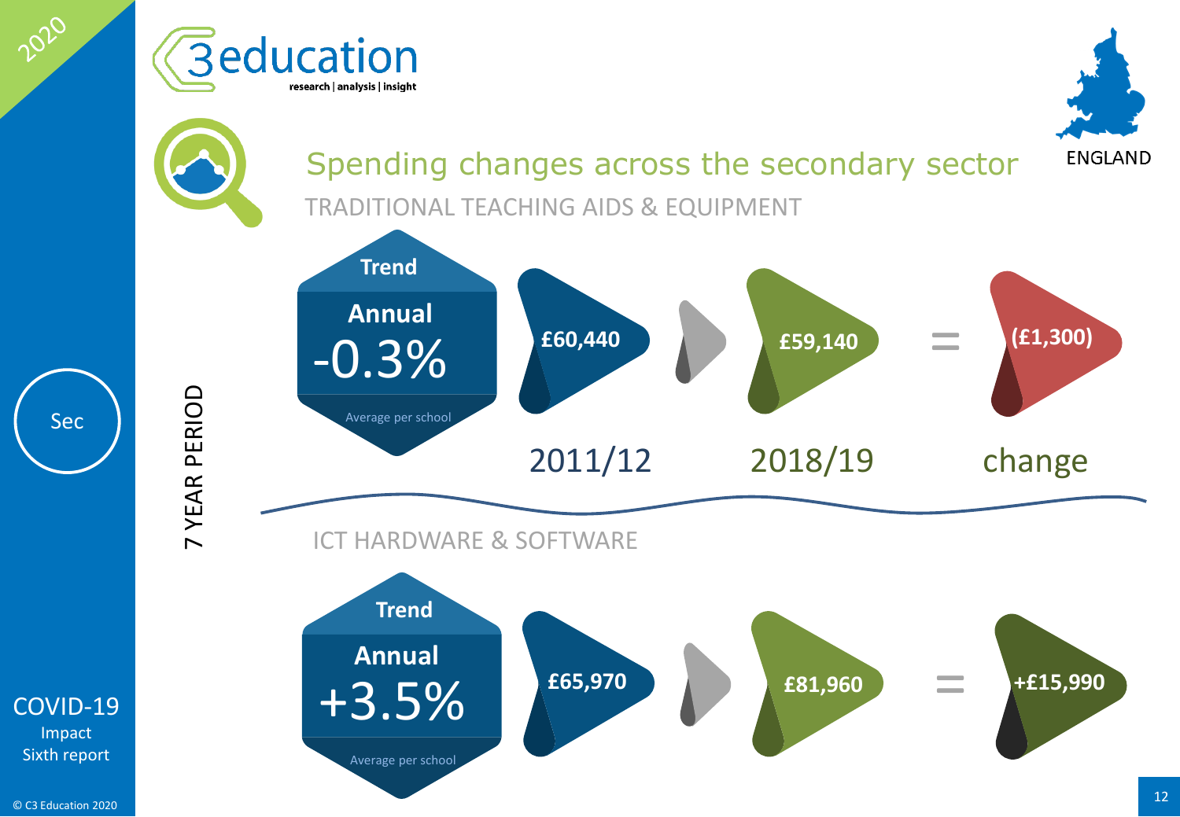# Spending changes across the secondary sector

ENGLAND

7 YEAR PERIOD

## TRADITIONAL TEACHING AIDS & EQUIPMENT

**Trend**

**Annual**

-0.3%

Average per school

| 2011/12 | 2018/19 | change |
|---|---|---|
| £60,440 | £59,140 | (£1,300) |

## ICT HARDWARE & SOFTWARE

**Trend**

**Annual**

+3.5%

Average per school

| 2011/12 | 2018/19 | change |
|---|---|---|
| £65,970 | £81,960 | +£15,990 |

Sec

COVID-19 Impact Sixth report

© C3 Education 2020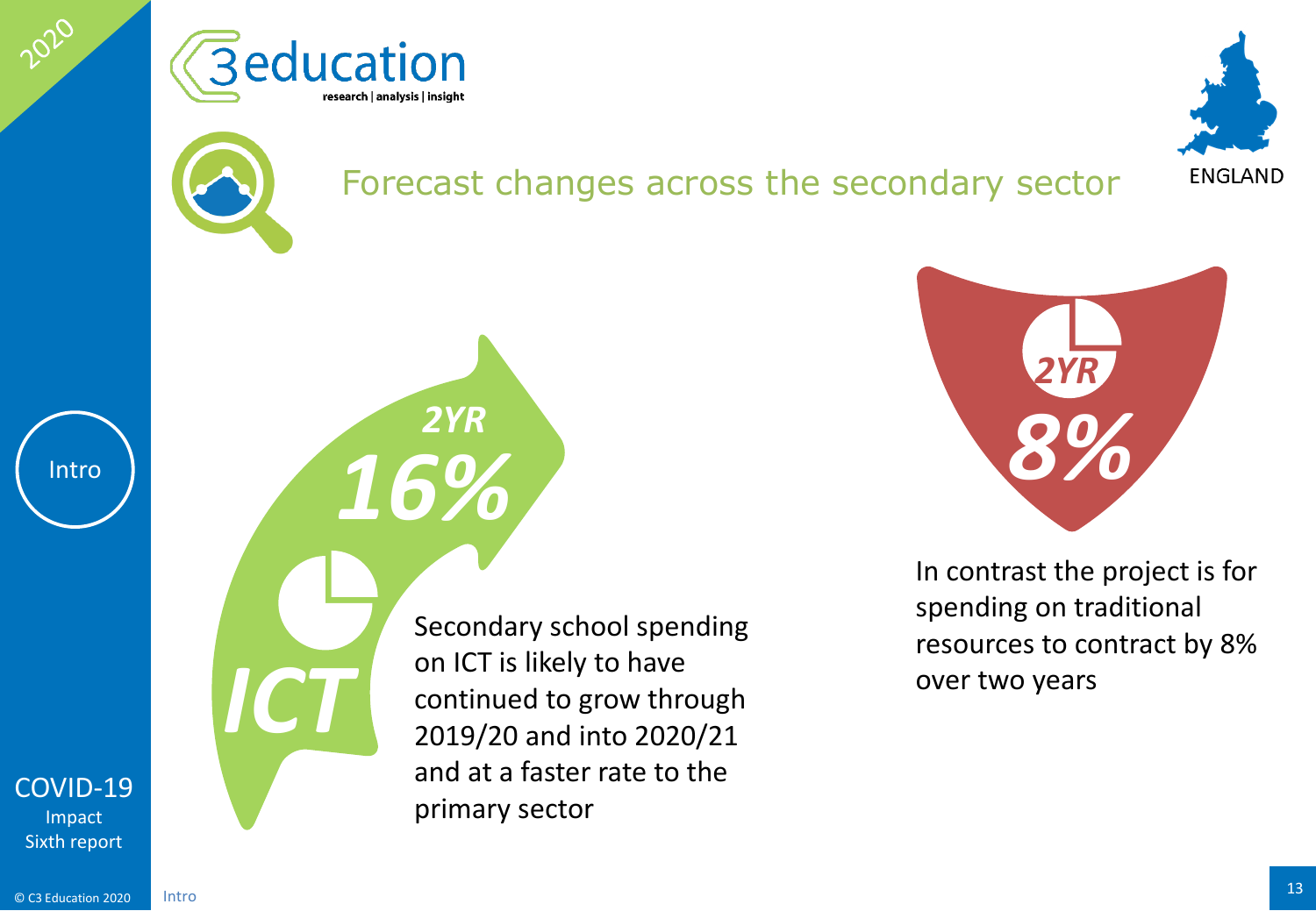# Forecast changes across the secondary sector

ENGLAND

**ICT**

**2YR**

**16%**

Secondary school spending on ICT is likely to have continued to grow through 2019/20 and into 2020/21 and at a faster rate to the primary sector

**2YR**

**8%**

In contrast the project is for spending on traditional resources to contract by 8% over two years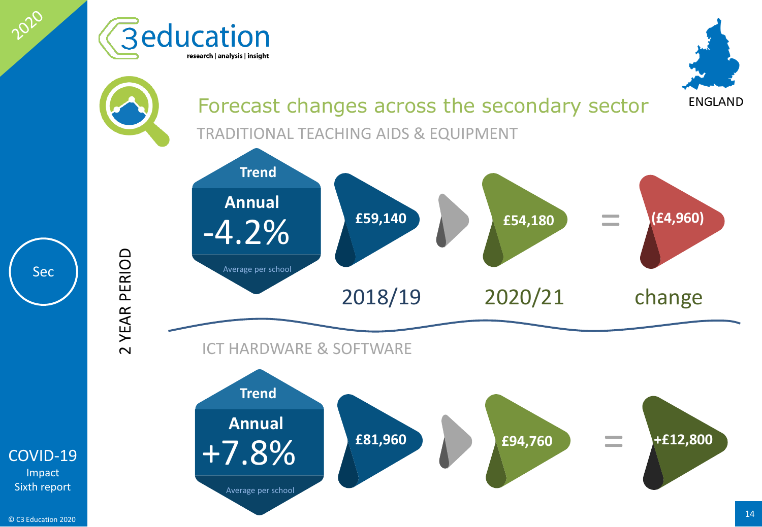# Forecast changes across the secondary sector

ENGLAND

Sec

2 YEAR PERIOD

## TRADITIONAL TEACHING AIDS & EQUIPMENT

**Trend**
**Annual**
-4.2%
Average per school

| 2018/19 | 2020/21 | change |
|---|---|---|
| £59,140 | £54,180 | (£4,960) |

## ICT HARDWARE & SOFTWARE

**Trend**
**Annual**
+7.8%
Average per school

| 2018/19 | 2020/21 | change |
|---|---|---|
| £81,960 | £94,760 | +£12,800 |

COVID-19
Impact
Sixth report

© C3 Education 2020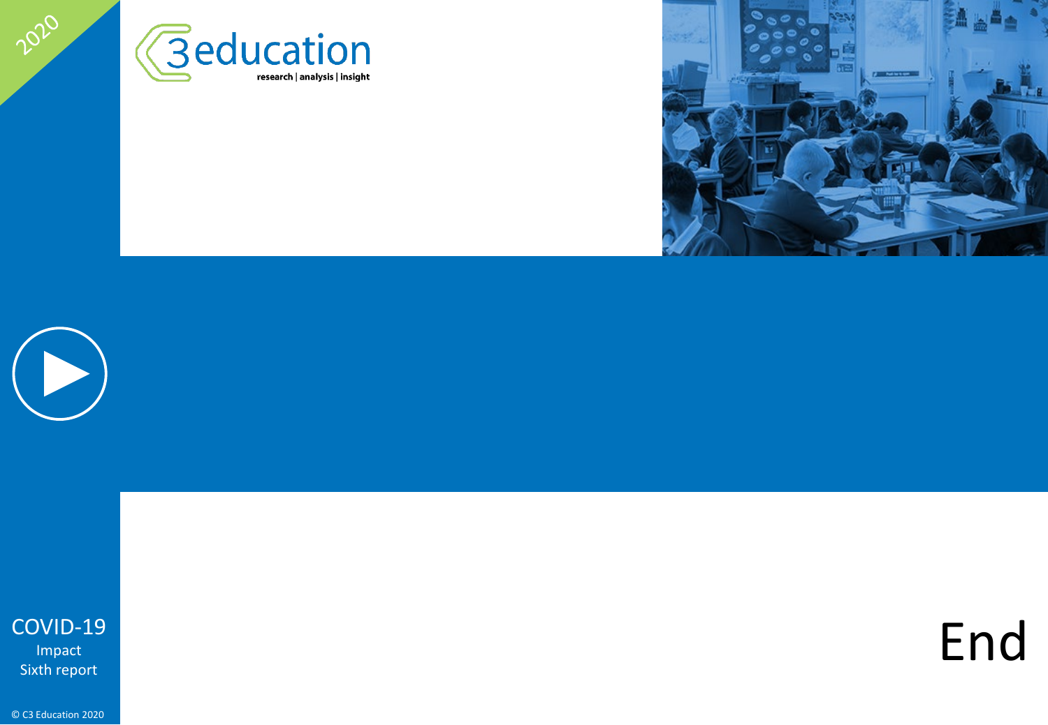2020

C3 education

research | analysis | insight

COVID-19
Impact
Sixth report

© C3 Education 2020

# End